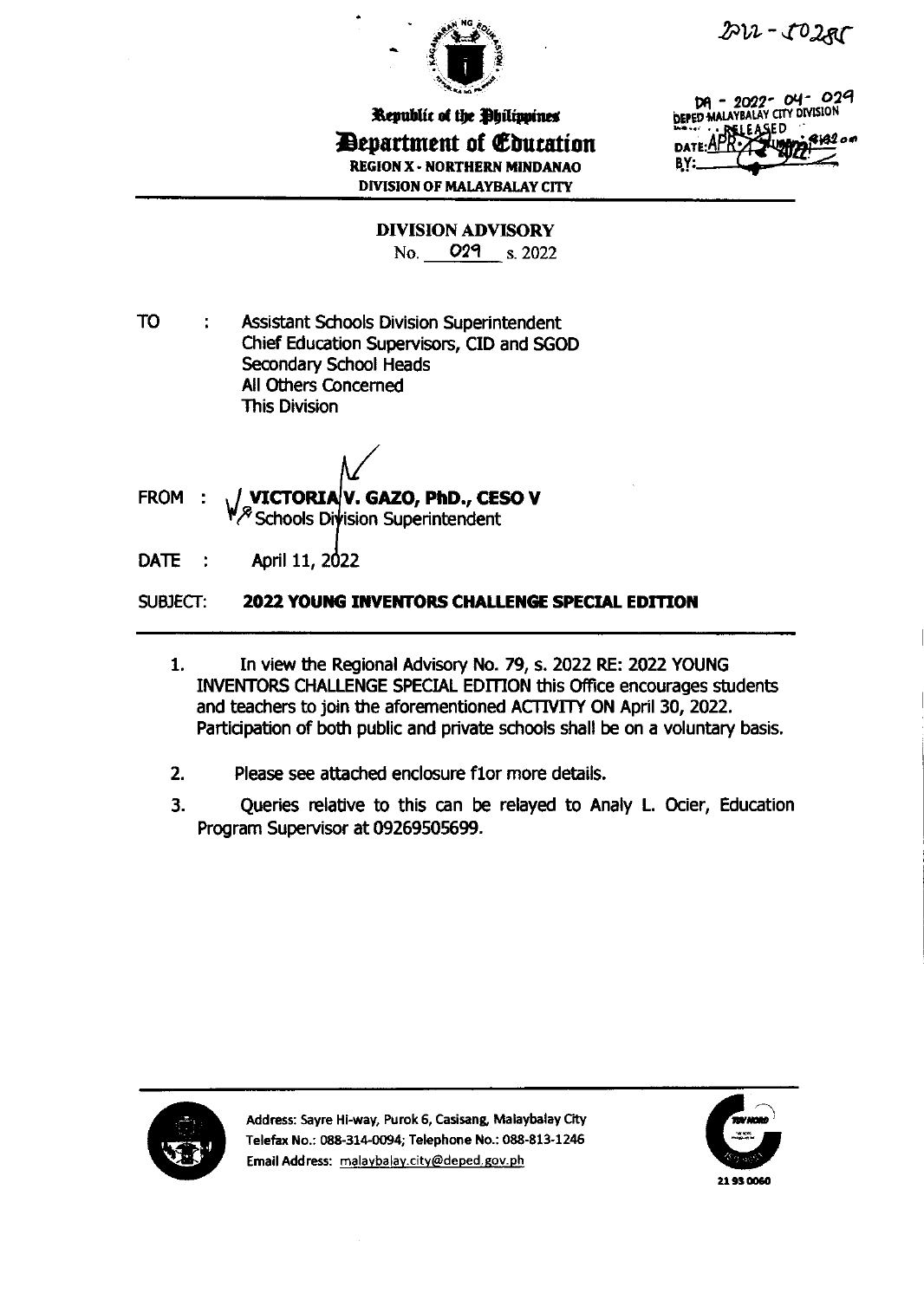2022-50285

Republic of the Philippines
**Department of Education**
REGION X - NORTHERN MINDANAO
DIVISION OF MALAYBALAY CITY

DA - 2022- 04- 029
DEPED MALAYBALAY CITY DIVISION
RELEASED
DATE: APR 2022
BY:

## DIVISION ADVISORY

No. 029 s. 2022

TO : Assistant Schools Division Superintendent
Chief Education Supervisors, CID and SGOD
Secondary School Heads
All Others Concerned
This Division

FROM : **VICTORIA V. GAZO, PhD., CESO V**
Schools Division Superintendent

DATE : April 11, 2022

SUBJECT: **2022 YOUNG INVENTORS CHALLENGE SPECIAL EDITION**

1. In view the Regional Advisory No. 79, s. 2022 RE: 2022 YOUNG INVENTORS CHALLENGE SPECIAL EDITION this Office encourages students and teachers to join the aforementioned ACTIVITY ON April 30, 2022. Participation of both public and private schools shall be on a voluntary basis.

2. Please see attached enclosure f1or more details.

3. Queries relative to this can be relayed to Analy L. Ocier, Education Program Supervisor at 09269505699.

Address: Sayre Hi-way, Purok 6, Casisang, Malaybalay City
Telefax No.: 088-314-0094; Telephone No.: 088-813-1246
Email Address: malaybalay.city@deped.gov.ph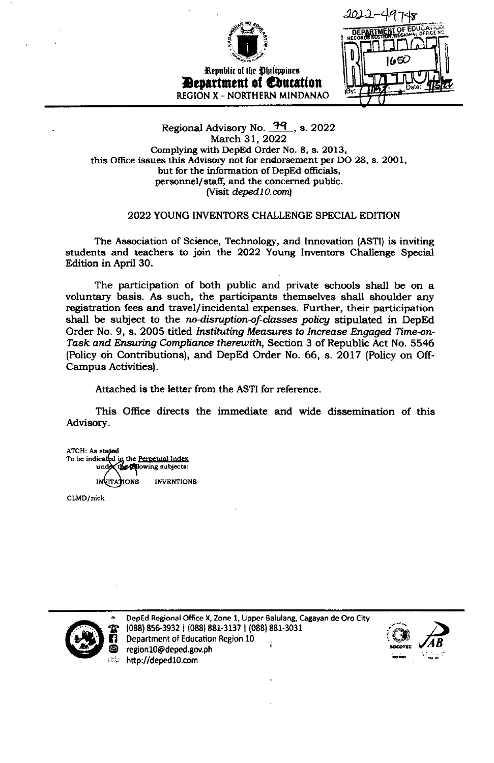Republic of the Philippines
**Department of Education**
REGION X – NORTHERN MINDANAO

2022-49748

DEPARTMENT OF EDUCATION REGIONAL OFFICE NO
RECORDS SECTION
1650
By: Date:

Regional Advisory No. 79, s. 2022
March 31, 2022
Complying with DepEd Order No. 8, s. 2013,
this Office issues this Advisory not for endorsement per DO 28, s. 2001,
but for the information of DepEd officials,
personnel/staff, and the concerned public.
(Visit *deped10.com*)

## 2022 YOUNG INVENTORS CHALLENGE SPECIAL EDITION

The Association of Science, Technology, and Innovation (ASTI) is inviting students and teachers to join the 2022 Young Inventors Challenge Special Edition in April 30.

The participation of both public and private schools shall be on a voluntary basis. As such, the participants themselves shall shoulder any registration fees and travel/incidental expenses. Further, their participation shall be subject to the *no-disruption-of-classes policy* stipulated in DepEd Order No. 9, s. 2005 titled *Instituting Measures to Increase Engaged Time-on-Task and Ensuring Compliance therewith*, Section 3 of Republic Act No. 5546 (Policy on Contributions), and DepEd Order No. 66, s. 2017 (Policy on Off-Campus Activities).

Attached is the letter from the ASTI for reference.

This Office directs the immediate and wide dissemination of this Advisory.

ATCH: As stated
To be indicated in the Perpetual Index
under the following subjects:
INVITATIONS INVENTIONS

CLMD/nick

DepEd Regional Office X, Zone 1, Upper Balulang, Cagayan de Oro City
(088) 856-3932 | (088) 881-3137 | (088) 881-3031
Department of Education Region 10
region10@deped.gov.ph
http://deped10.com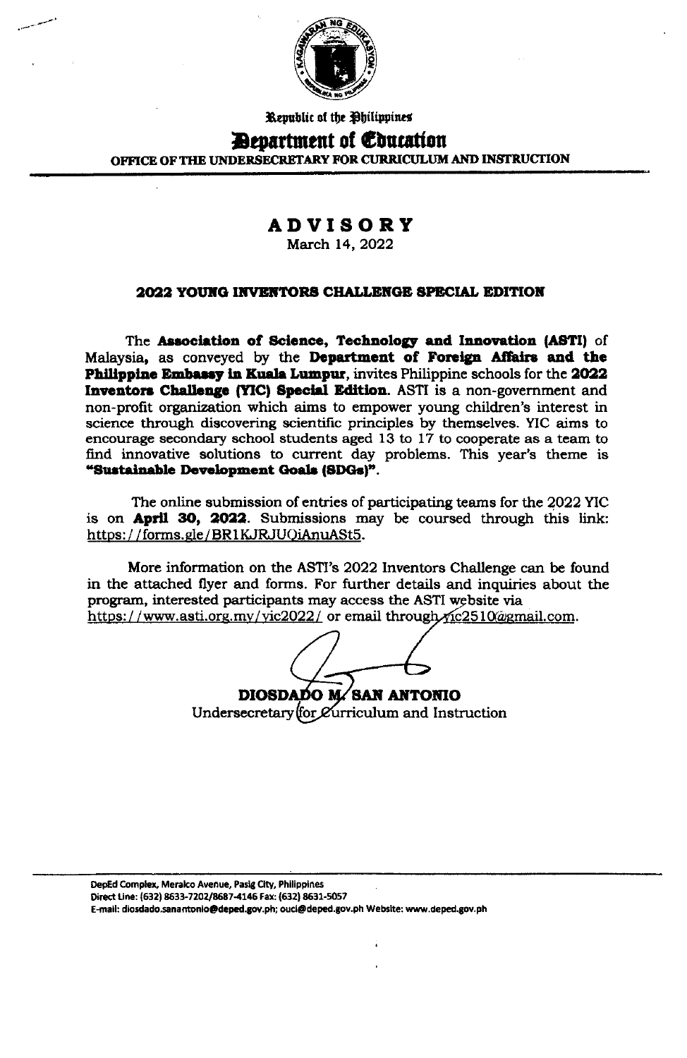Republic of the Philippines

**Department of Education**

OFFICE OF THE UNDERSECRETARY FOR CURRICULUM AND INSTRUCTION

# ADVISORY

March 14, 2022

## 2022 YOUNG INVENTORS CHALLENGE SPECIAL EDITION

The **Association of Science, Technology and Innovation (ASTI)** of Malaysia, as conveyed by the **Department of Foreign Affairs and the Philippine Embassy in Kuala Lumpur**, invites Philippine schools for the **2022 Inventors Challenge (YIC) Special Edition**. ASTI is a non-government and non-profit organization which aims to empower young children's interest in science through discovering scientific principles by themselves. YIC aims to encourage secondary school students aged 13 to 17 to cooperate as a team to find innovative solutions to current day problems. This year's theme is **"Sustainable Development Goals (SDGs)"**.

The online submission of entries of participating teams for the 2022 YIC is on **April 30, 2022**. Submissions may be coursed through this link: https://forms.gle/BR1KJRJUQiAnuASt5.

More information on the ASTI's 2022 Inventors Challenge can be found in the attached flyer and forms. For further details and inquiries about the program, interested participants may access the ASTI website via https://www.asti.org.my/yic2022/ or email through yic2510@gmail.com.

**DIOSDADO M. SAN ANTONIO**
Undersecretary for Curriculum and Instruction

DepEd Complex, Meralco Avenue, Pasig City, Philippines
Direct Line: (632) 8633-7202/8687-4146 Fax: (632) 8631-5057
E-mail: diosdado.sanantonio@deped.gov.ph; ouci@deped.gov.ph Website: www.deped.gov.ph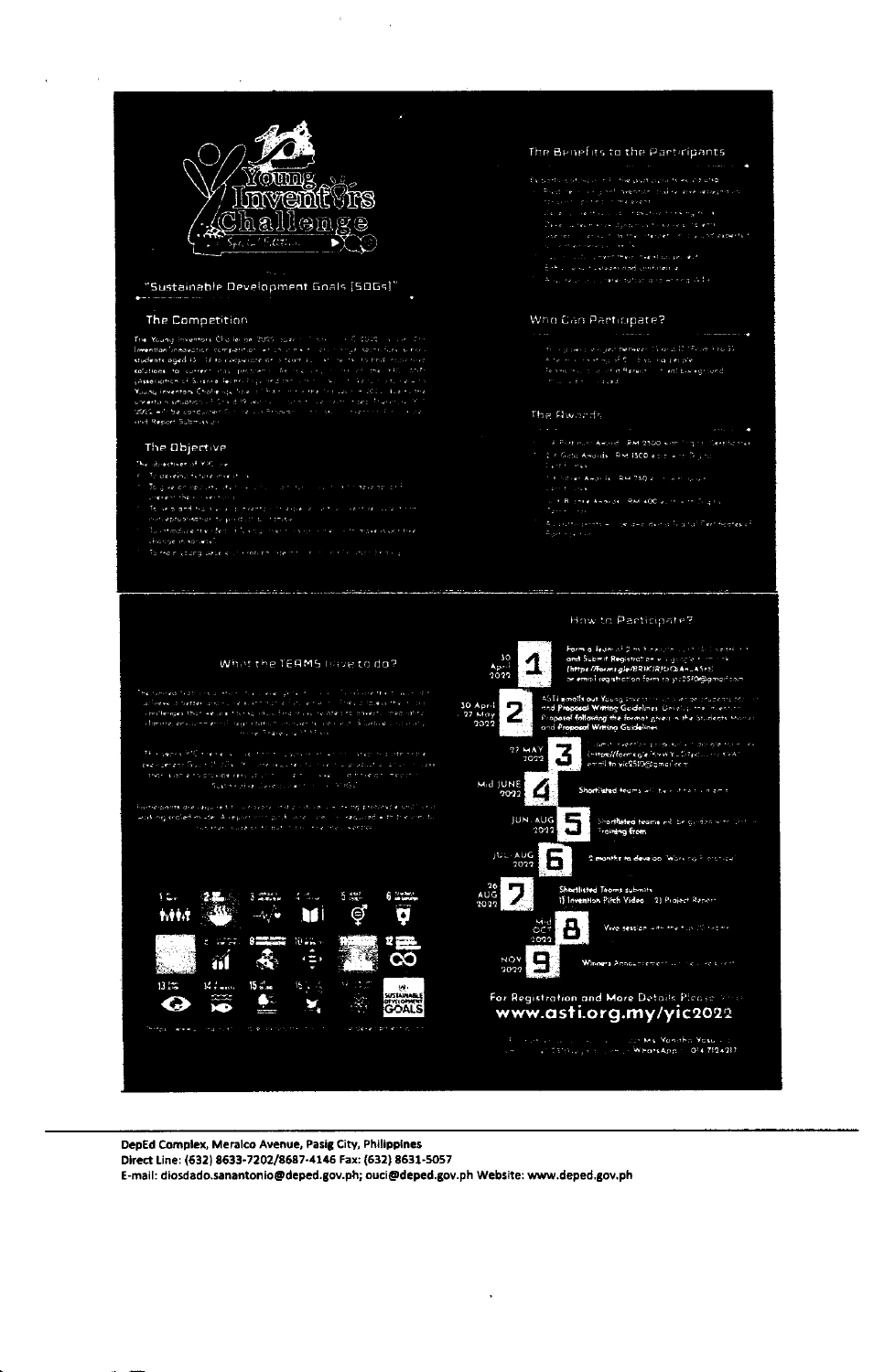# Young Inventors Challenge

"Sustainable Development Goals (SDGs)"

## The Competition

## The Objective

## The Benefits to the Participants

## Who Can Participate?

## The Awards

## What the TEAMS have to do?

## How to Participate?

| Date | Step | Description |
|---|---|---|
| 30 April 2022 | 1 | Form a Team of 2 ... and Submit Registration via google form (https://forms.gle/...) or email registration form to yic2510@gmail.com |
| 30 April - 27 May 2022 | 2 | ASTI emails out Young Inventors ... and Proposal Writing Guidelines. ... Proposal following the format given in the Students Manual and Proposal Writing Guidelines |
| 27 MAY 2022 | 3 | ... (https://forms.gle/...) email to yic2510@gmail.com |
| Mid JUNE 2022 | 4 | Shortlisted teams will ... |
| JUN-AUG 2022 | 5 | Shortlisted teams will be guided ... Training from ... |
| JUL-AUG 2022 | 6 | 2 months to develop Working Prototype |
| 26 AUG 2022 | 7 | Shortlisted Teams submits 1) Invention Pitch Video 2) Project Report |
| Mid OCT 2022 | 8 | Viva session with the ... |
| NOV 2022 | 9 | Winners Announcement ... |

For Registration and More Details Please Visit

**www.asti.org.my/yic2022**

... Ms. Yonitha Yosu... WhatsApp: 014 7124217

**DepEd Complex, Meralco Avenue, Pasig City, Philippines**
**Direct Line: (632) 8633-7202/8687-4146 Fax: (632) 8631-5057**
**E-mail: diosdado.sanantonio@deped.gov.ph; ouci@deped.gov.ph Website: www.deped.gov.ph**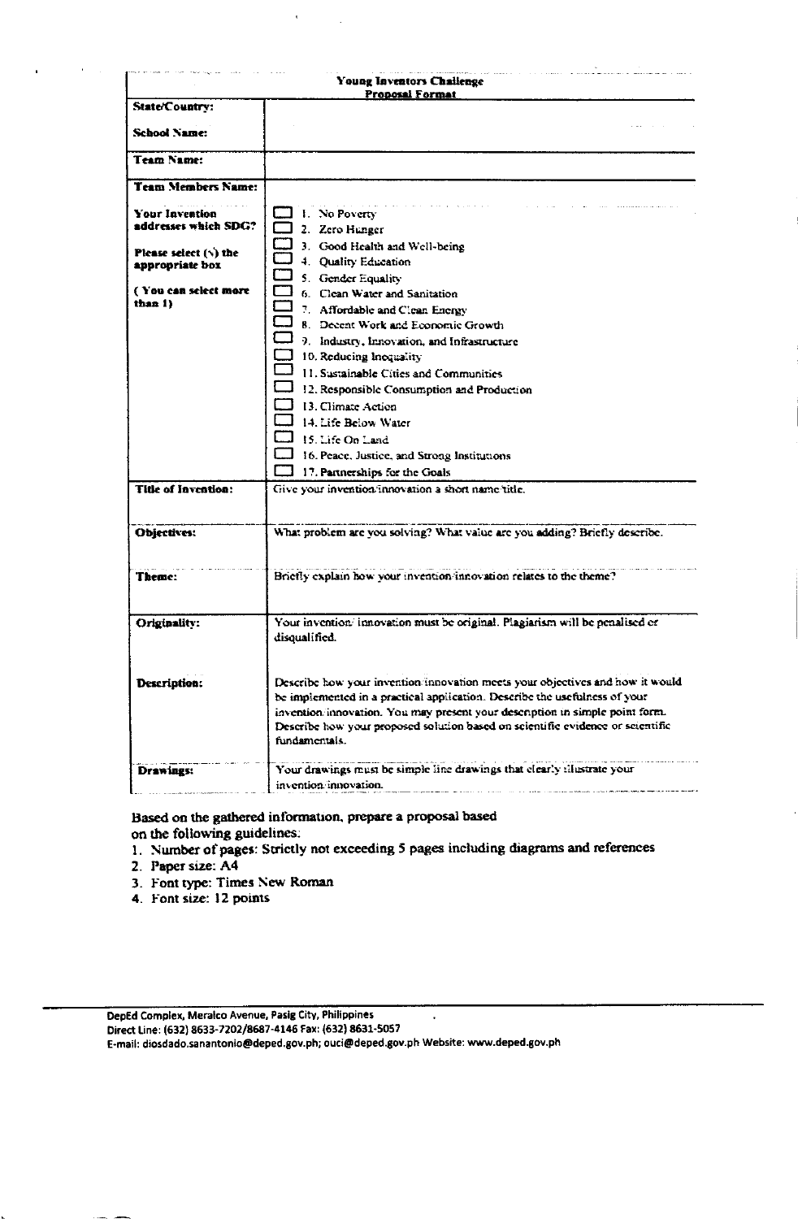| **Young Inventors Challenge**<br>**Proposal Format** | |
|---|---|
| **State/Country:**<br><br>**School Name:** | |
| **Team Name:** | |
| **Team Members Name:**<br><br>**Your Invention addresses which SDG?**<br><br>**Please select (√) the appropriate box**<br><br>**( You can select more than 1)** | ☐ 1. No Poverty<br>☐ 2. Zero Hunger<br>☐ 3. Good Health and Well-being<br>☐ 4. Quality Education<br>☐ 5. Gender Equality<br>☐ 6. Clean Water and Sanitation<br>☐ 7. Affordable and Clean Energy<br>☐ 8. Decent Work and Economic Growth<br>☐ 9. Industry, Innovation, and Infrastructure<br>☐ 10. Reducing Inequality<br>☐ 11. Sustainable Cities and Communities<br>☐ 12. Responsible Consumption and Production<br>☐ 13. Climate Action<br>☐ 14. Life Below Water<br>☐ 15. Life On Land<br>☐ 16. Peace, Justice, and Strong Institutions<br>☐ 17. Partnerships for the Goals |
| **Title of Invention:** | Give your invention/innovation a short name/title. |
| **Objectives:** | What problem are you solving? What value are you adding? Briefly describe. |
| **Theme:** | Briefly explain how your invention/innovation relates to the theme? |
| **Originality:** | Your invention/ innovation must be original. Plagiarism will be penalised or disqualified. |
| **Description:** | Describe how your invention/innovation meets your objectives and how it would be implemented in a practical application. Describe the usefulness of your invention/innovation. You may present your description in simple point form. Describe how your proposed solution based on scientific evidence or scientific fundamentals. |
| **Drawings:** | Your drawings must be simple line drawings that clearly illustrate your invention/innovation. |

Based on the gathered information, prepare a proposal based on the following guidelines:

1. Number of pages: Strictly not exceeding 5 pages including diagrams and references
2. Paper size: A4
3. Font type: Times New Roman
4. Font size: 12 points

DepEd Complex, Meralco Avenue, Pasig City, Philippines
Direct Line: (632) 8633-7202/8687-4146 Fax: (632) 8631-5057
E-mail: diosdado.sanantonio@deped.gov.ph; ouci@deped.gov.ph Website: www.deped.gov.ph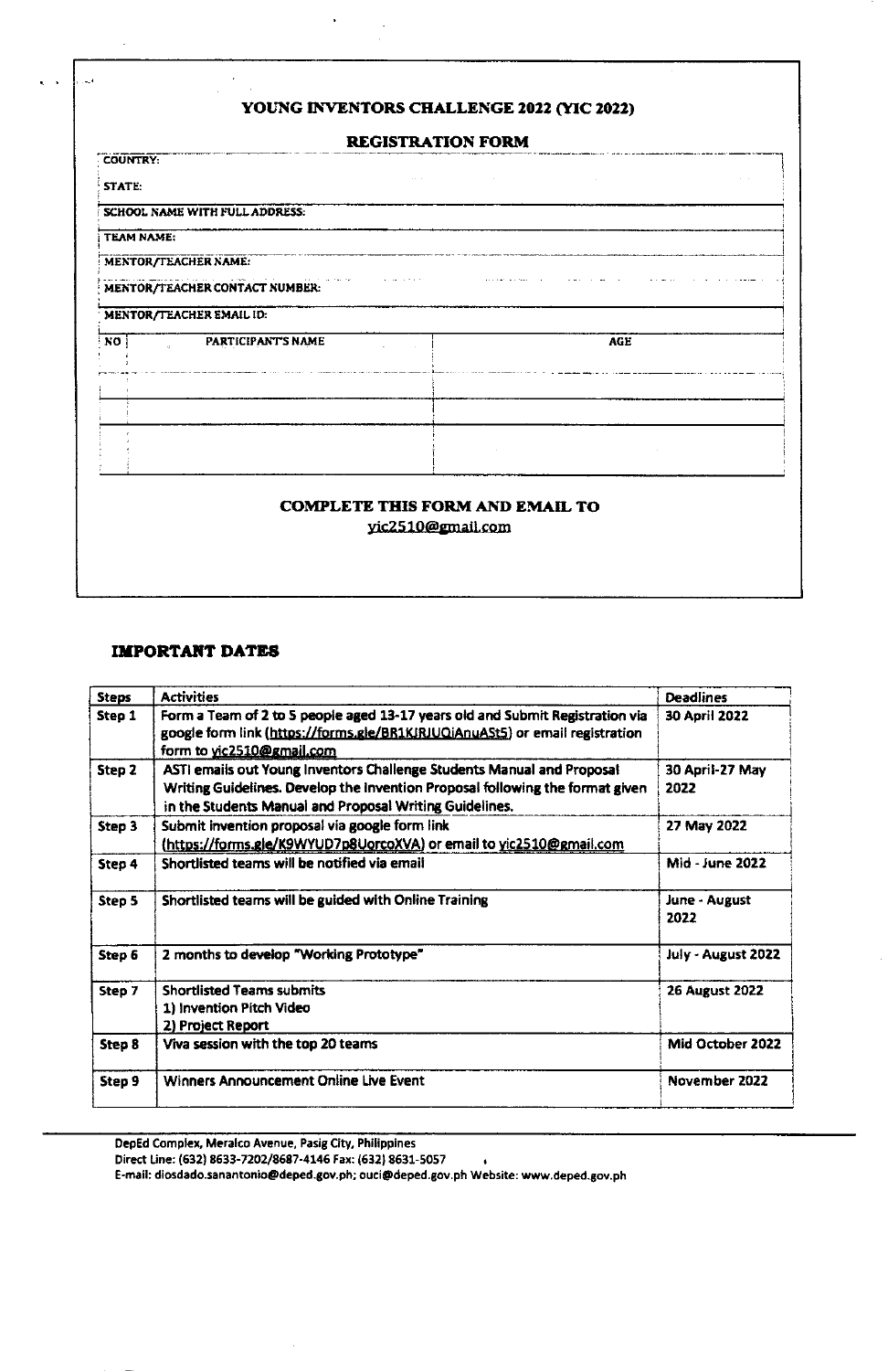## YOUNG INVENTORS CHALLENGE 2022 (YIC 2022)

### REGISTRATION FORM

| | |
|---|---|
| COUNTRY: | |
| STATE: | |
| SCHOOL NAME WITH FULL ADDRESS: | |
| TEAM NAME: | |
| MENTOR/TEACHER NAME: | |
| MENTOR/TEACHER CONTACT NUMBER: | |
| MENTOR/TEACHER EMAIL ID: | |

| NO | PARTICIPANT'S NAME | AGE |
|---|---|---|
| | | |
| | | |
| | | |
| | | |

**COMPLETE THIS FORM AND EMAIL TO**
yic2510@gmail.com

## IMPORTANT DATES

| Steps | Activities | Deadlines |
|---|---|---|
| Step 1 | Form a Team of 2 to 5 people aged 13-17 years old and Submit Registration via google form link (https://forms.gle/BR1KJRJUQiAnuASt5) or email registration form to yic2510@gmail.com | 30 April 2022 |
| Step 2 | ASTI emails out Young Inventors Challenge Students Manual and Proposal Writing Guidelines. Develop the Invention Proposal following the format given in the Students Manual and Proposal Writing Guidelines. | 30 April-27 May 2022 |
| Step 3 | Submit invention proposal via google form link (https://forms.gle/K9WYUD7p8UorcoXVA) or email to yic2510@gmail.com | 27 May 2022 |
| Step 4 | Shortlisted teams will be notified via email | Mid - June 2022 |
| Step 5 | Shortlisted teams will be guided with Online Training | June - August 2022 |
| Step 6 | 2 months to develop "Working Prototype" | July - August 2022 |
| Step 7 | Shortlisted Teams submits<br>1) Invention Pitch Video<br>2) Project Report | 26 August 2022 |
| Step 8 | Viva session with the top 20 teams | Mid October 2022 |
| Step 9 | Winners Announcement Online Live Event | November 2022 |

DepEd Complex, Meralco Avenue, Pasig City, Philippines
Direct Line: (632) 8633-7202/8687-4146 Fax: (632) 8631-5057
E-mail: diosdado.sanantonio@deped.gov.ph; ouci@deped.gov.ph Website: www.deped.gov.ph